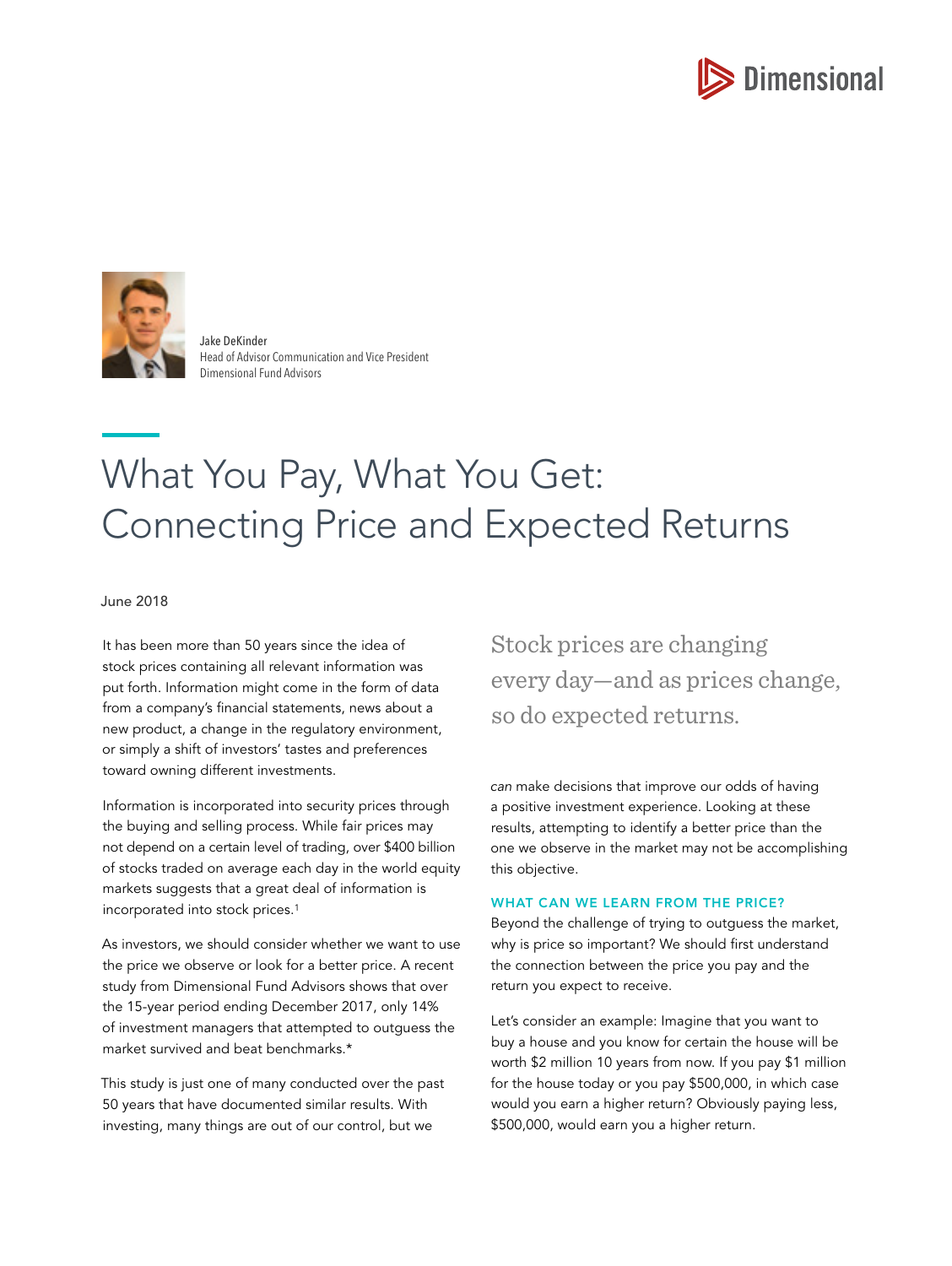Jake DeKinder
Head of Advisor Communication and Vice President
Dimensional Fund Advisors

# What You Pay, What You Get: Connecting Price and Expected Returns

June 2018

It has been more than 50 years since the idea of stock prices containing all relevant information was put forth. Information might come in the form of data from a company's financial statements, news about a new product, a change in the regulatory environment, or simply a shift of investors' tastes and preferences toward owning different investments.

Information is incorporated into security prices through the buying and selling process. While fair prices may not depend on a certain level of trading, over $400 billion of stocks traded on average each day in the world equity markets suggests that a great deal of information is incorporated into stock prices.[1]

As investors, we should consider whether we want to use the price we observe or look for a better price. A recent study from Dimensional Fund Advisors shows that over the 15-year period ending December 2017, only 14% of investment managers that attempted to outguess the market survived and beat benchmarks.*

This study is just one of many conducted over the past 50 years that have documented similar results. With investing, many things are out of our control, but we *can* make decisions that improve our odds of having a positive investment experience. Looking at these results, attempting to identify a better price than the one we observe in the market may not be accomplishing this objective.

> Stock prices are changing every day—and as prices change, so do expected returns.

### WHAT CAN WE LEARN FROM THE PRICE?

Beyond the challenge of trying to outguess the market, why is price so important? We should first understand the connection between the price you pay and the return you expect to receive.

Let's consider an example: Imagine that you want to buy a house and you know for certain the house will be worth $2 million 10 years from now. If you pay $1 million for the house today or you pay $500,000, in which case would you earn a higher return? Obviously paying less, $500,000, would earn you a higher return.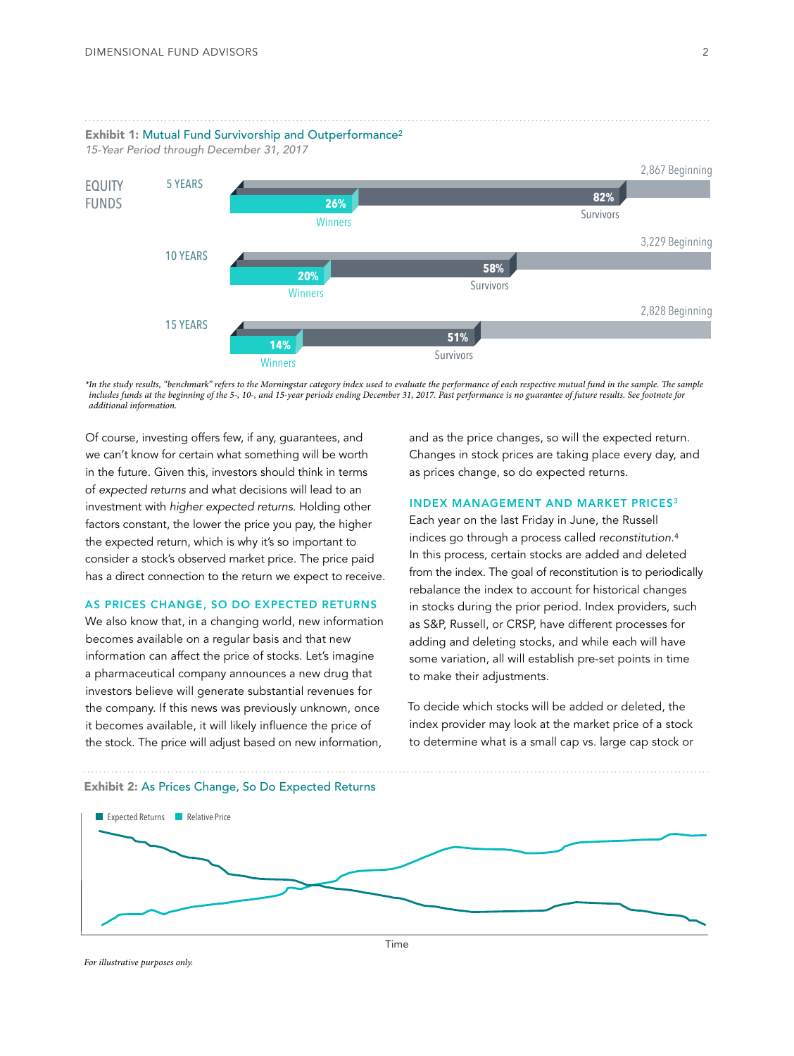**Exhibit 1:** Mutual Fund Survivorship and Outperformance[2]

*15-Year Period through December 31, 2017*

EQUITY FUNDS

| Period | Beginning | Survivors | Winners |
|---|---|---|---|
| 5 YEARS | 2,867 Beginning | 82% Survivors | 26% Winners |
| 10 YEARS | 3,229 Beginning | 58% Survivors | 20% Winners |
| 15 YEARS | 2,828 Beginning | 51% Survivors | 14% Winners |

*\*In the study results, "benchmark" refers to the Morningstar category index used to evaluate the performance of each respective mutual fund in the sample. The sample includes funds at the beginning of the 5-, 10-, and 15-year periods ending December 31, 2017. Past performance is no guarantee of future results. See footnote for additional information.*

Of course, investing offers few, if any, guarantees, and we can't know for certain what something will be worth in the future. Given this, investors should think in terms of *expected returns* and what decisions will lead to an investment with *higher expected returns.* Holding other factors constant, the lower the price you pay, the higher the expected return, which is why it's so important to consider a stock's observed market price. The price paid has a direct connection to the return we expect to receive.

## AS PRICES CHANGE, SO DO EXPECTED RETURNS

We also know that, in a changing world, new information becomes available on a regular basis and that new information can affect the price of stocks. Let's imagine a pharmaceutical company announces a new drug that investors believe will generate substantial revenues for the company. If this news was previously unknown, once it becomes available, it will likely influence the price of the stock. The price will adjust based on new information, and as the price changes, so will the expected return. Changes in stock prices are taking place every day, and as prices change, so do expected returns.

## INDEX MANAGEMENT AND MARKET PRICES[3]

Each year on the last Friday in June, the Russell indices go through a process called *reconstitution.*[4] In this process, certain stocks are added and deleted from the index. The goal of reconstitution is to periodically rebalance the index to account for historical changes in stocks during the prior period. Index providers, such as S&P, Russell, or CRSP, have different processes for adding and deleting stocks, and while each will have some variation, all will establish pre-set points in time to make their adjustments.

To decide which stocks will be added or deleted, the index provider may look at the market price of a stock to determine what is a small cap vs. large cap stock or

**Exhibit 2:** As Prices Change, So Do Expected Returns

Expected Returns | Relative Price

Time

*For illustrative purposes only.*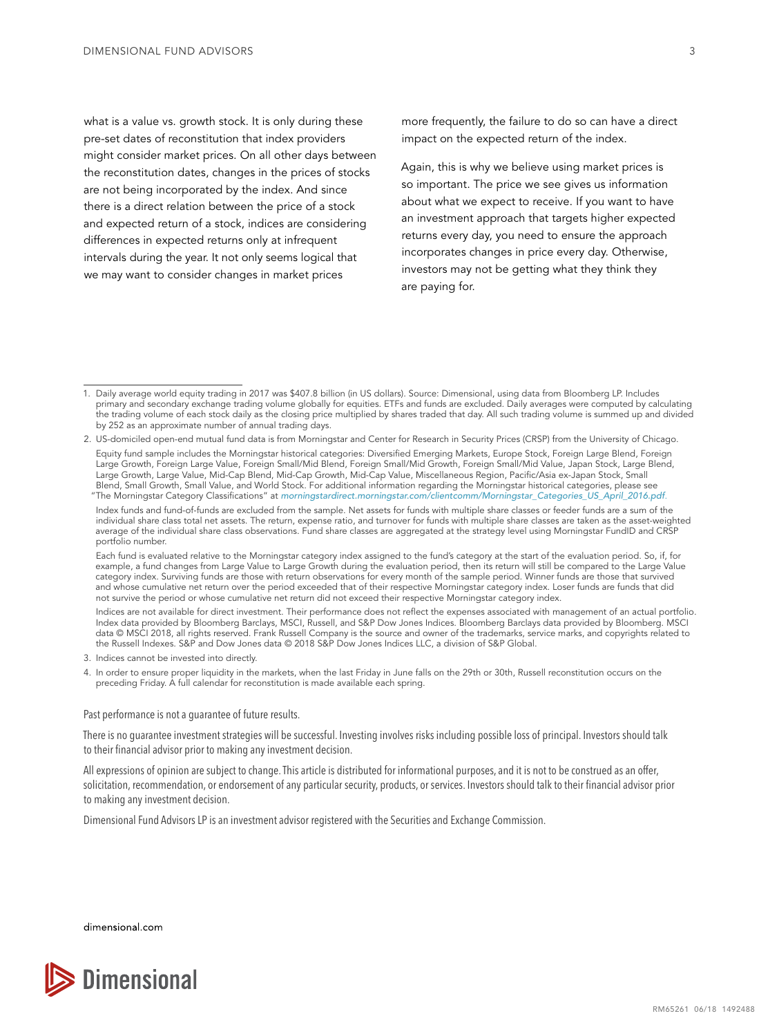what is a value vs. growth stock. It is only during these pre-set dates of reconstitution that index providers might consider market prices. On all other days between the reconstitution dates, changes in the prices of stocks are not being incorporated by the index. And since there is a direct relation between the price of a stock and expected return of a stock, indices are considering differences in expected returns only at infrequent intervals during the year. It not only seems logical that we may want to consider changes in market prices more frequently, the failure to do so can have a direct impact on the expected return of the index.

Again, this is why we believe using market prices is so important. The price we see gives us information about what we expect to receive. If you want to have an investment approach that targets higher expected returns every day, you need to ensure the approach incorporates changes in price every day. Otherwise, investors may not be getting what they think they are paying for.

---

1. Daily average world equity trading in 2017 was $407.8 billion (in US dollars). Source: Dimensional, using data from Bloomberg LP. Includes primary and secondary exchange trading volume globally for equities. ETFs and funds are excluded. Daily averages were computed by calculating the trading volume of each stock daily as the closing price multiplied by shares traded that day. All such trading volume is summed up and divided by 252 as an approximate number of annual trading days.

2. US-domiciled open-end mutual fund data is from Morningstar and Center for Research in Security Prices (CRSP) from the University of Chicago.

   Equity fund sample includes the Morningstar historical categories: Diversified Emerging Markets, Europe Stock, Foreign Large Blend, Foreign Large Growth, Foreign Large Value, Foreign Small/Mid Blend, Foreign Small/Mid Growth, Foreign Small/Mid Value, Japan Stock, Large Blend, Large Growth, Large Value, Mid-Cap Blend, Mid-Cap Growth, Mid-Cap Value, Miscellaneous Region, Pacific/Asia ex-Japan Stock, Small Blend, Small Growth, Small Value, and World Stock. For additional information regarding the Morningstar historical categories, please see "The Morningstar Category Classifications" at *morningstardirect.morningstar.com/clientcomm/Morningstar_Categories_US_April_2016.pdf*.

   Index funds and fund-of-funds are excluded from the sample. Net assets for funds with multiple share classes or feeder funds are a sum of the individual share class total net assets. The return, expense ratio, and turnover for funds with multiple share classes are taken as the asset-weighted average of the individual share class observations. Fund share classes are aggregated at the strategy level using Morningstar FundID and CRSP portfolio number.

   Each fund is evaluated relative to the Morningstar category index assigned to the fund's category at the start of the evaluation period. So, if, for example, a fund changes from Large Value to Large Growth during the evaluation period, then its return will still be compared to the Large Value category index. Surviving funds are those with return observations for every month of the sample period. Winner funds are those that survived and whose cumulative net return over the period exceeded that of their respective Morningstar category index. Loser funds are funds that did not survive the period or whose cumulative net return did not exceed their respective Morningstar category index.

   Indices are not available for direct investment. Their performance does not reflect the expenses associated with management of an actual portfolio. Index data provided by Bloomberg Barclays, MSCI, Russell, and S&P Dow Jones Indices. Bloomberg Barclays data provided by Bloomberg. MSCI data © MSCI 2018, all rights reserved. Frank Russell Company is the source and owner of the trademarks, service marks, and copyrights related to the Russell Indexes. S&P and Dow Jones data © 2018 S&P Dow Jones Indices LLC, a division of S&P Global.

3. Indices cannot be invested into directly.

4. In order to ensure proper liquidity in the markets, when the last Friday in June falls on the 29th or 30th, Russell reconstitution occurs on the preceding Friday. A full calendar for reconstitution is made available each spring.

Past performance is not a guarantee of future results.

There is no guarantee investment strategies will be successful. Investing involves risks including possible loss of principal. Investors should talk to their financial advisor prior to making any investment decision.

All expressions of opinion are subject to change. This article is distributed for informational purposes, and it is not to be construed as an offer, solicitation, recommendation, or endorsement of any particular security, products, or services. Investors should talk to their financial advisor prior to making any investment decision.

Dimensional Fund Advisors LP is an investment advisor registered with the Securities and Exchange Commission.

dimensional.com

Dimensional

RM65261 06/18 1492488